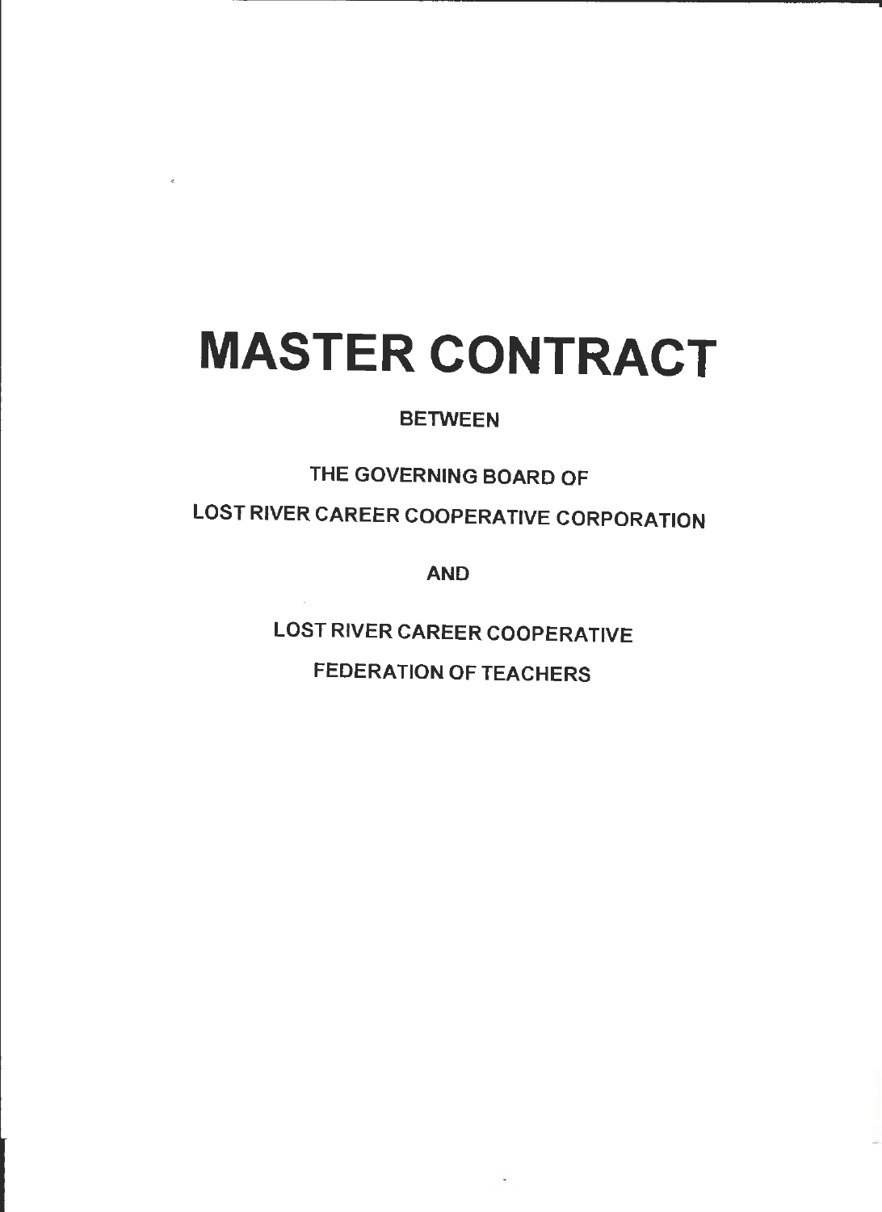# MASTER CONTRACT

BETWEEN

THE GOVERNING BOARD OF

LOST RIVER CAREER COOPERATIVE CORPORATION

AND

LOST RIVER CAREER COOPERATIVE

FEDERATION OF TEACHERS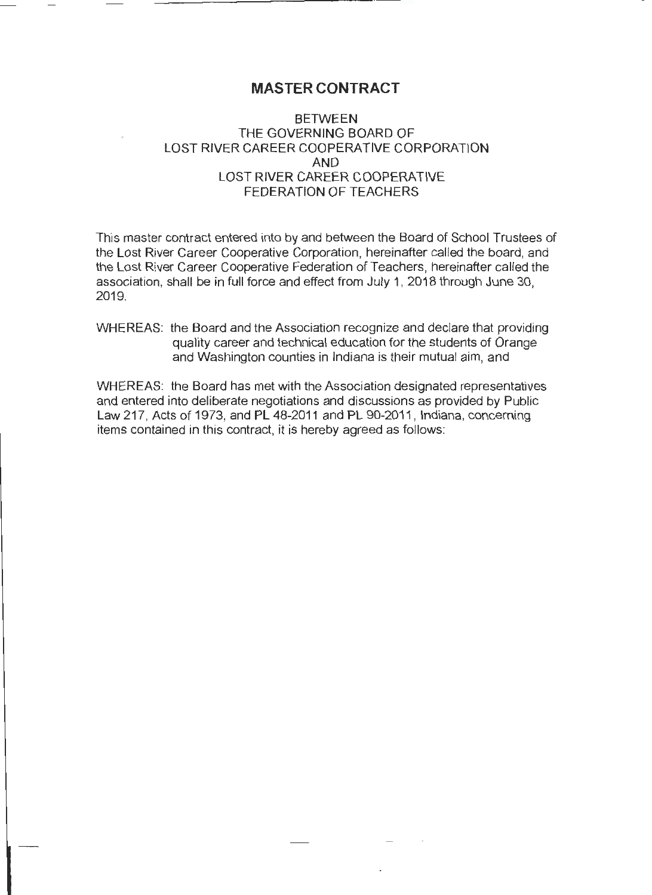# MASTER CONTRACT

BETWEEN
THE GOVERNING BOARD OF
LOST RIVER CAREER COOPERATIVE CORPORATION
AND
LOST RIVER CAREER COOPERATIVE
FEDERATION OF TEACHERS

This master contract entered into by and between the Board of School Trustees of the Lost River Career Cooperative Corporation, hereinafter called the board, and the Lost River Career Cooperative Federation of Teachers, hereinafter called the association, shall be in full force and effect from July 1, 2018 through June 30, 2019.

WHEREAS: the Board and the Association recognize and declare that providing quality career and technical education for the students of Orange and Washington counties in Indiana is their mutual aim, and

WHEREAS: the Board has met with the Association designated representatives and entered into deliberate negotiations and discussions as provided by Public Law 217, Acts of 1973, and PL 48-2011 and PL 90-2011, Indiana, concerning items contained in this contract, it is hereby agreed as follows: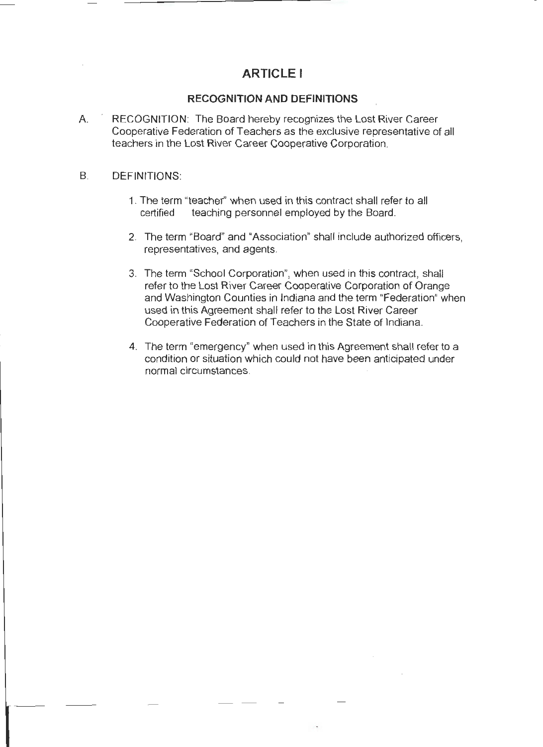# ARTICLE I

## RECOGNITION AND DEFINITIONS

A. RECOGNITION: The Board hereby recognizes the Lost River Career Cooperative Federation of Teachers as the exclusive representative of all teachers in the Lost River Career Cooperative Corporation.

B. DEFINITIONS:

1. The term "teacher" when used in this contract shall refer to all certified teaching personnel employed by the Board.

2. The term "Board" and "Association" shall include authorized officers, representatives, and agents.

3. The term "School Corporation", when used in this contract, shall refer to the Lost River Career Cooperative Corporation of Orange and Washington Counties in Indiana and the term "Federation" when used in this Agreement shall refer to the Lost River Career Cooperative Federation of Teachers in the State of Indiana.

4. The term "emergency" when used in this Agreement shall refer to a condition or situation which could not have been anticipated under normal circumstances.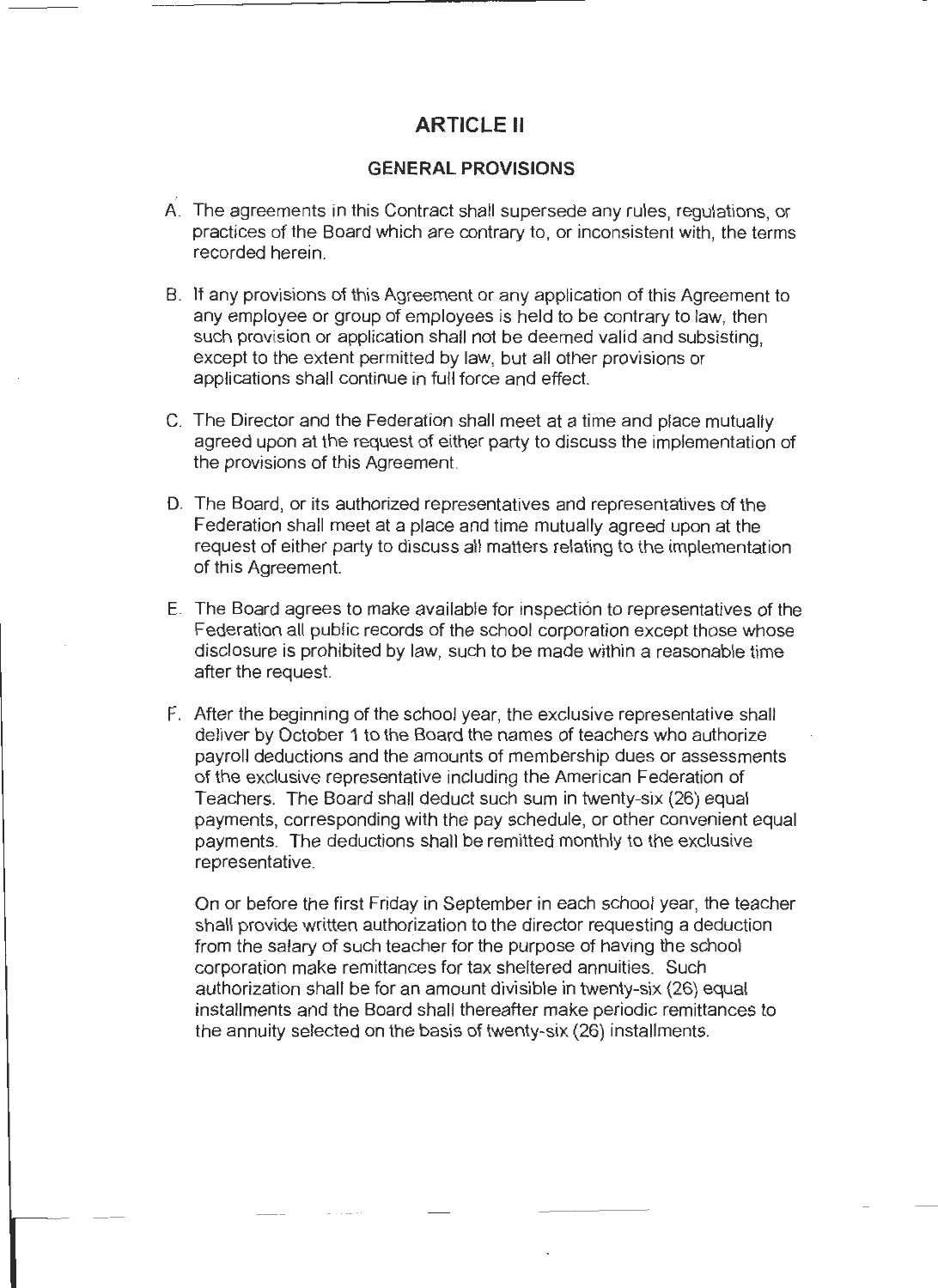# ARTICLE II

## GENERAL PROVISIONS

A. The agreements in this Contract shall supersede any rules, regulations, or practices of the Board which are contrary to, or inconsistent with, the terms recorded herein.

B. If any provisions of this Agreement or any application of this Agreement to any employee or group of employees is held to be contrary to law, then such provision or application shall not be deemed valid and subsisting, except to the extent permitted by law, but all other provisions or applications shall continue in full force and effect.

C. The Director and the Federation shall meet at a time and place mutually agreed upon at the request of either party to discuss the implementation of the provisions of this Agreement.

D. The Board, or its authorized representatives and representatives of the Federation shall meet at a place and time mutually agreed upon at the request of either party to discuss all matters relating to the implementation of this Agreement.

E. The Board agrees to make available for inspection to representatives of the Federation all public records of the school corporation except those whose disclosure is prohibited by law, such to be made within a reasonable time after the request.

F. After the beginning of the school year, the exclusive representative shall deliver by October 1 to the Board the names of teachers who authorize payroll deductions and the amounts of membership dues or assessments of the exclusive representative including the American Federation of Teachers. The Board shall deduct such sum in twenty-six (26) equal payments, corresponding with the pay schedule, or other convenient equal payments. The deductions shall be remitted monthly to the exclusive representative.

   On or before the first Friday in September in each school year, the teacher shall provide written authorization to the director requesting a deduction from the salary of such teacher for the purpose of having the school corporation make remittances for tax sheltered annuities. Such authorization shall be for an amount divisible in twenty-six (26) equal installments and the Board shall thereafter make periodic remittances to the annuity selected on the basis of twenty-six (26) installments.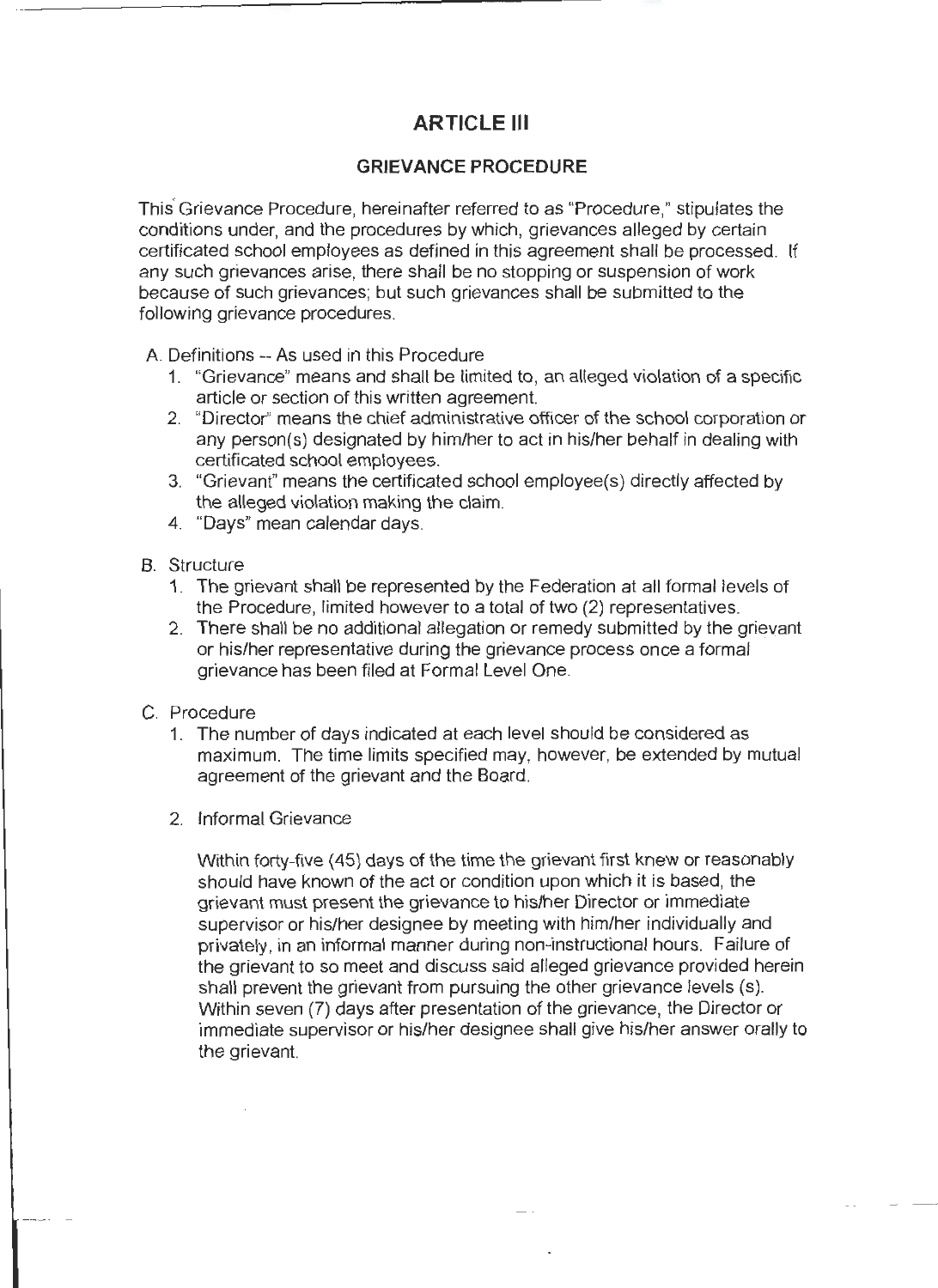# ARTICLE III

## GRIEVANCE PROCEDURE

This Grievance Procedure, hereinafter referred to as "Procedure," stipulates the conditions under, and the procedures by which, grievances alleged by certain certificated school employees as defined in this agreement shall be processed. If any such grievances arise, there shall be no stopping or suspension of work because of such grievances; but such grievances shall be submitted to the following grievance procedures.

A. Definitions -- As used in this Procedure

1. "Grievance" means and shall be limited to, an alleged violation of a specific article or section of this written agreement.
2. "Director" means the chief administrative officer of the school corporation or any person(s) designated by him/her to act in his/her behalf in dealing with certificated school employees.
3. "Grievant" means the certificated school employee(s) directly affected by the alleged violation making the claim.
4. "Days" mean calendar days.

B. Structure

1. The grievant shall be represented by the Federation at all formal levels of the Procedure, limited however to a total of two (2) representatives.
2. There shall be no additional allegation or remedy submitted by the grievant or his/her representative during the grievance process once a formal grievance has been filed at Formal Level One.

C. Procedure

1. The number of days indicated at each level should be considered as maximum. The time limits specified may, however, be extended by mutual agreement of the grievant and the Board.

2. Informal Grievance

   Within forty-five (45) days of the time the grievant first knew or reasonably should have known of the act or condition upon which it is based, the grievant must present the grievance to his/her Director or immediate supervisor or his/her designee by meeting with him/her individually and privately, in an informal manner during non-instructional hours. Failure of the grievant to so meet and discuss said alleged grievance provided herein shall prevent the grievant from pursuing the other grievance levels (s). Within seven (7) days after presentation of the grievance, the Director or immediate supervisor or his/her designee shall give his/her answer orally to the grievant.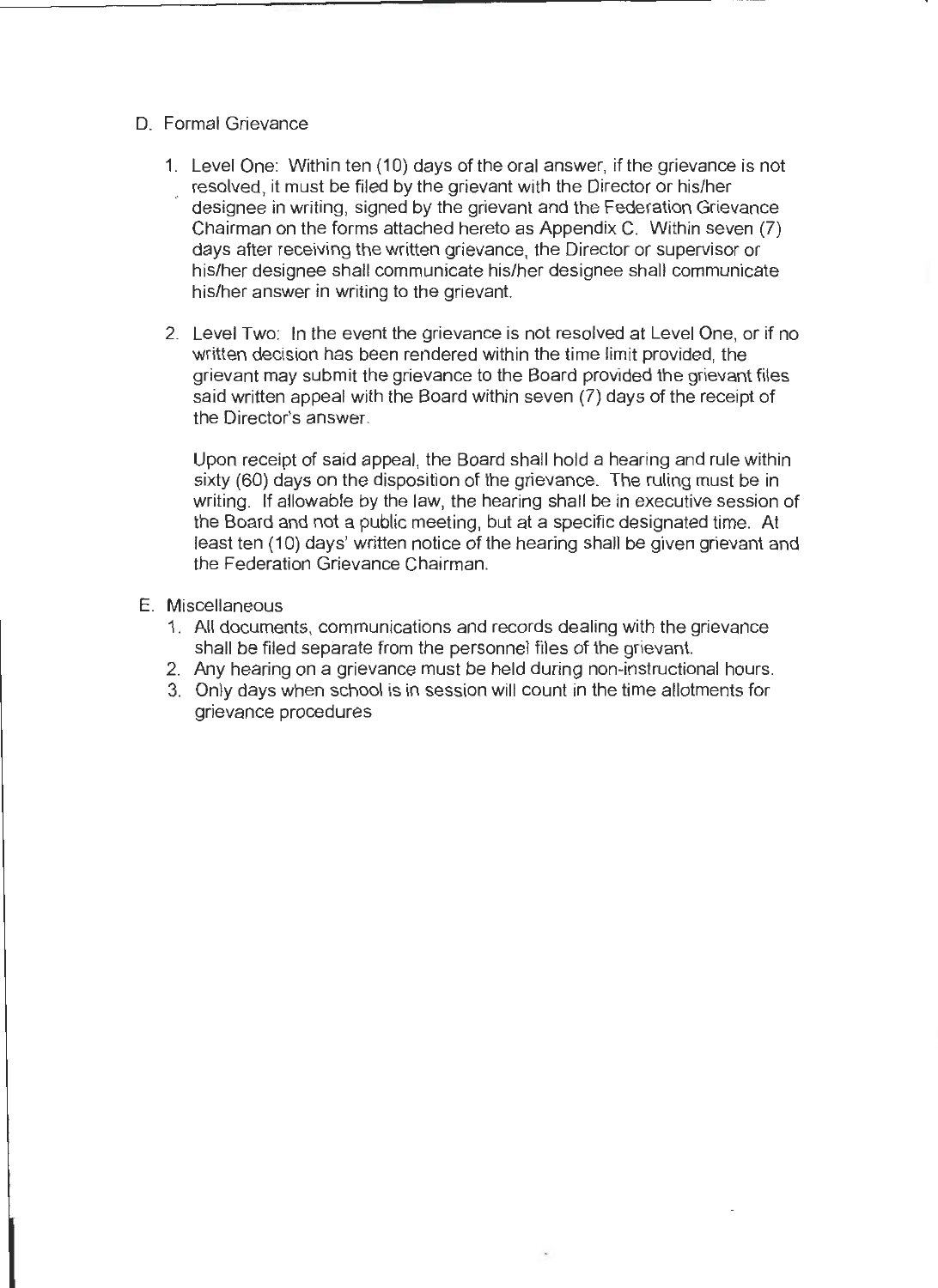D. Formal Grievance

1. Level One: Within ten (10) days of the oral answer, if the grievance is not resolved, it must be filed by the grievant with the Director or his/her designee in writing, signed by the grievant and the Federation Grievance Chairman on the forms attached hereto as Appendix C. Within seven (7) days after receiving the written grievance, the Director or supervisor or his/her designee shall communicate his/her designee shall communicate his/her answer in writing to the grievant.

2. Level Two: In the event the grievance is not resolved at Level One, or if no written decision has been rendered within the time limit provided, the grievant may submit the grievance to the Board provided the grievant files said written appeal with the Board within seven (7) days of the receipt of the Director's answer.

   Upon receipt of said appeal, the Board shall hold a hearing and rule within sixty (60) days on the disposition of the grievance. The ruling must be in writing. If allowable by the law, the hearing shall be in executive session of the Board and not a public meeting, but at a specific designated time. At least ten (10) days' written notice of the hearing shall be given grievant and the Federation Grievance Chairman.

E. Miscellaneous

1. All documents, communications and records dealing with the grievance shall be filed separate from the personnel files of the grievant.
2. Any hearing on a grievance must be held during non-instructional hours.
3. Only days when school is in session will count in the time allotments for grievance procedures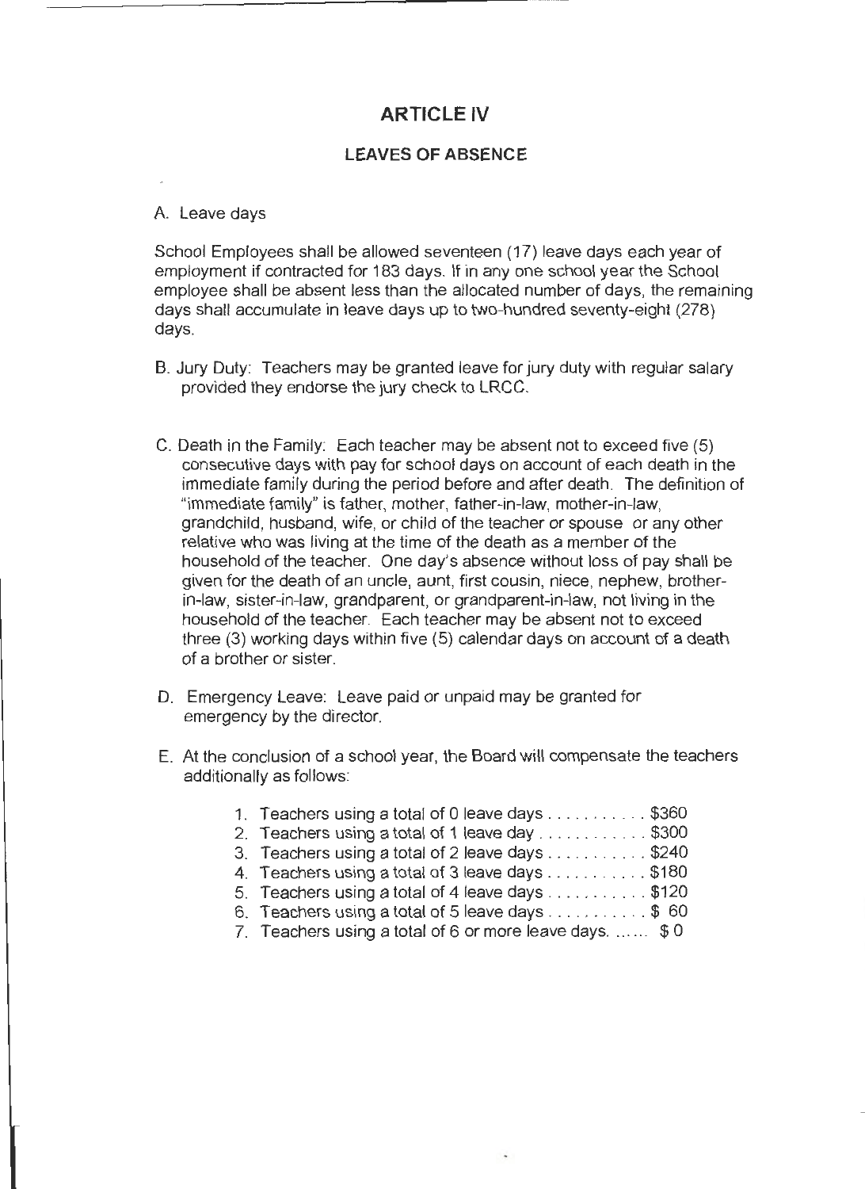# ARTICLE IV

## LEAVES OF ABSENCE

A. Leave days

School Employees shall be allowed seventeen (17) leave days each year of employment if contracted for 183 days. If in any one school year the School employee shall be absent less than the allocated number of days, the remaining days shall accumulate in leave days up to two-hundred seventy-eight (278) days.

B. Jury Duty: Teachers may be granted leave for jury duty with regular salary provided they endorse the jury check to LRCC.

C. Death in the Family: Each teacher may be absent not to exceed five (5) consecutive days with pay for school days on account of each death in the immediate family during the period before and after death. The definition of "immediate family" is father, mother, father-in-law, mother-in-law, grandchild, husband, wife, or child of the teacher or spouse or any other relative who was living at the time of the death as a member of the household of the teacher. One day's absence without loss of pay shall be given for the death of an uncle, aunt, first cousin, niece, nephew, brother-in-law, sister-in-law, grandparent, or grandparent-in-law, not living in the household of the teacher. Each teacher may be absent not to exceed three (3) working days within five (5) calendar days on account of a death of a brother or sister.

D. Emergency Leave: Leave paid or unpaid may be granted for emergency by the director.

E. At the conclusion of a school year, the Board will compensate the teachers additionally as follows:

1. Teachers using a total of 0 leave days . . . . . . . . . . . $360
2. Teachers using a total of 1 leave day . . . . . . . . . . . . $300
3. Teachers using a total of 2 leave days . . . . . . . . . . . $240
4. Teachers using a total of 3 leave days . . . . . . . . . . . $180
5. Teachers using a total of 4 leave days . . . . . . . . . . . $120
6. Teachers using a total of 5 leave days . . . . . . . . . . . $ 60
7. Teachers using a total of 6 or more leave days. ...... $ 0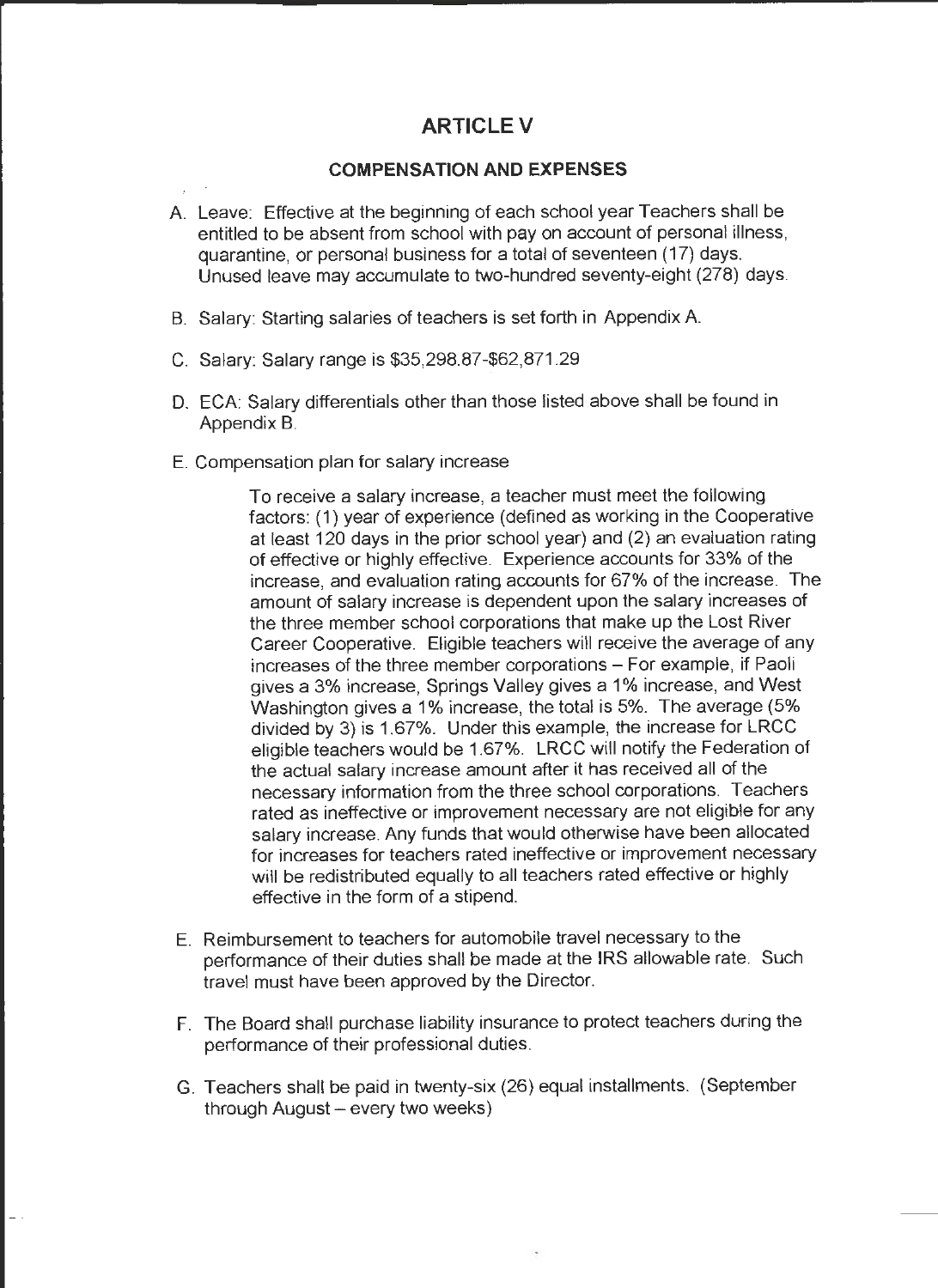# ARTICLE V

## COMPENSATION AND EXPENSES

A. Leave: Effective at the beginning of each school year Teachers shall be entitled to be absent from school with pay on account of personal illness, quarantine, or personal business for a total of seventeen (17) days. Unused leave may accumulate to two-hundred seventy-eight (278) days.

B. Salary: Starting salaries of teachers is set forth in Appendix A.

C. Salary: Salary range is $35,298.87-$62,871.29

D. ECA: Salary differentials other than those listed above shall be found in Appendix B.

E. Compensation plan for salary increase

> To receive a salary increase, a teacher must meet the following factors: (1) year of experience (defined as working in the Cooperative at least 120 days in the prior school year) and (2) an evaluation rating of effective or highly effective. Experience accounts for 33% of the increase, and evaluation rating accounts for 67% of the increase. The amount of salary increase is dependent upon the salary increases of the three member school corporations that make up the Lost River Career Cooperative. Eligible teachers will receive the average of any increases of the three member corporations – For example, if Paoli gives a 3% increase, Springs Valley gives a 1% increase, and West Washington gives a 1% increase, the total is 5%. The average (5% divided by 3) is 1.67%. Under this example, the increase for LRCC eligible teachers would be 1.67%. LRCC will notify the Federation of the actual salary increase amount after it has received all of the necessary information from the three school corporations. Teachers rated as ineffective or improvement necessary are not eligible for any salary increase. Any funds that would otherwise have been allocated for increases for teachers rated ineffective or improvement necessary will be redistributed equally to all teachers rated effective or highly effective in the form of a stipend.

E. Reimbursement to teachers for automobile travel necessary to the performance of their duties shall be made at the IRS allowable rate. Such travel must have been approved by the Director.

F. The Board shall purchase liability insurance to protect teachers during the performance of their professional duties.

G. Teachers shall be paid in twenty-six (26) equal installments. (September through August – every two weeks)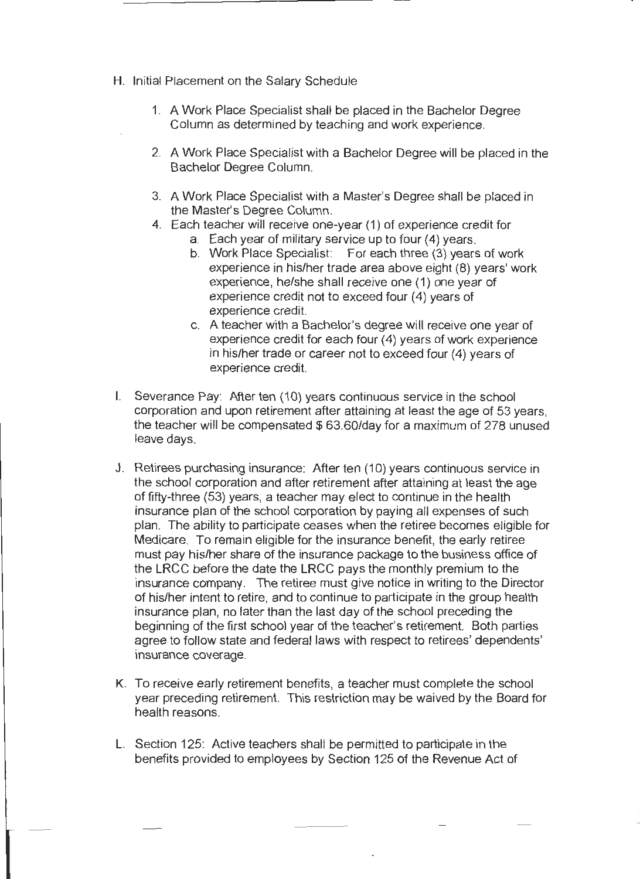H. Initial Placement on the Salary Schedule

   1. A Work Place Specialist shall be placed in the Bachelor Degree Column as determined by teaching and work experience.

   2. A Work Place Specialist with a Bachelor Degree will be placed in the Bachelor Degree Column.

   3. A Work Place Specialist with a Master's Degree shall be placed in the Master's Degree Column.
   4. Each teacher will receive one-year (1) of experience credit for
      a. Each year of military service up to four (4) years.
      b. Work Place Specialist: For each three (3) years of work experience in his/her trade area above eight (8) years' work experience, he/she shall receive one (1) one year of experience credit not to exceed four (4) years of experience credit.
      c. A teacher with a Bachelor's degree will receive one year of experience credit for each four (4) years of work experience in his/her trade or career not to exceed four (4) years of experience credit.

I. Severance Pay: After ten (10) years continuous service in the school corporation and upon retirement after attaining at least the age of 53 years, the teacher will be compensated $ 63.60/day for a maximum of 278 unused leave days.

J. Retirees purchasing insurance: After ten (10) years continuous service in the school corporation and after retirement after attaining at least the age of fifty-three (53) years, a teacher may elect to continue in the health insurance plan of the school corporation by paying all expenses of such plan. The ability to participate ceases when the retiree becomes eligible for Medicare. To remain eligible for the insurance benefit, the early retiree must pay his/her share of the insurance package to the business office of the LRCC before the date the LRCC pays the monthly premium to the insurance company. The retiree must give notice in writing to the Director of his/her intent to retire, and to continue to participate in the group health insurance plan, no later than the last day of the school preceding the beginning of the first school year of the teacher's retirement. Both parties agree to follow state and federal laws with respect to retirees' dependents' insurance coverage.

K. To receive early retirement benefits, a teacher must complete the school year preceding retirement. This restriction may be waived by the Board for health reasons.

L. Section 125: Active teachers shall be permitted to participate in the benefits provided to employees by Section 125 of the Revenue Act of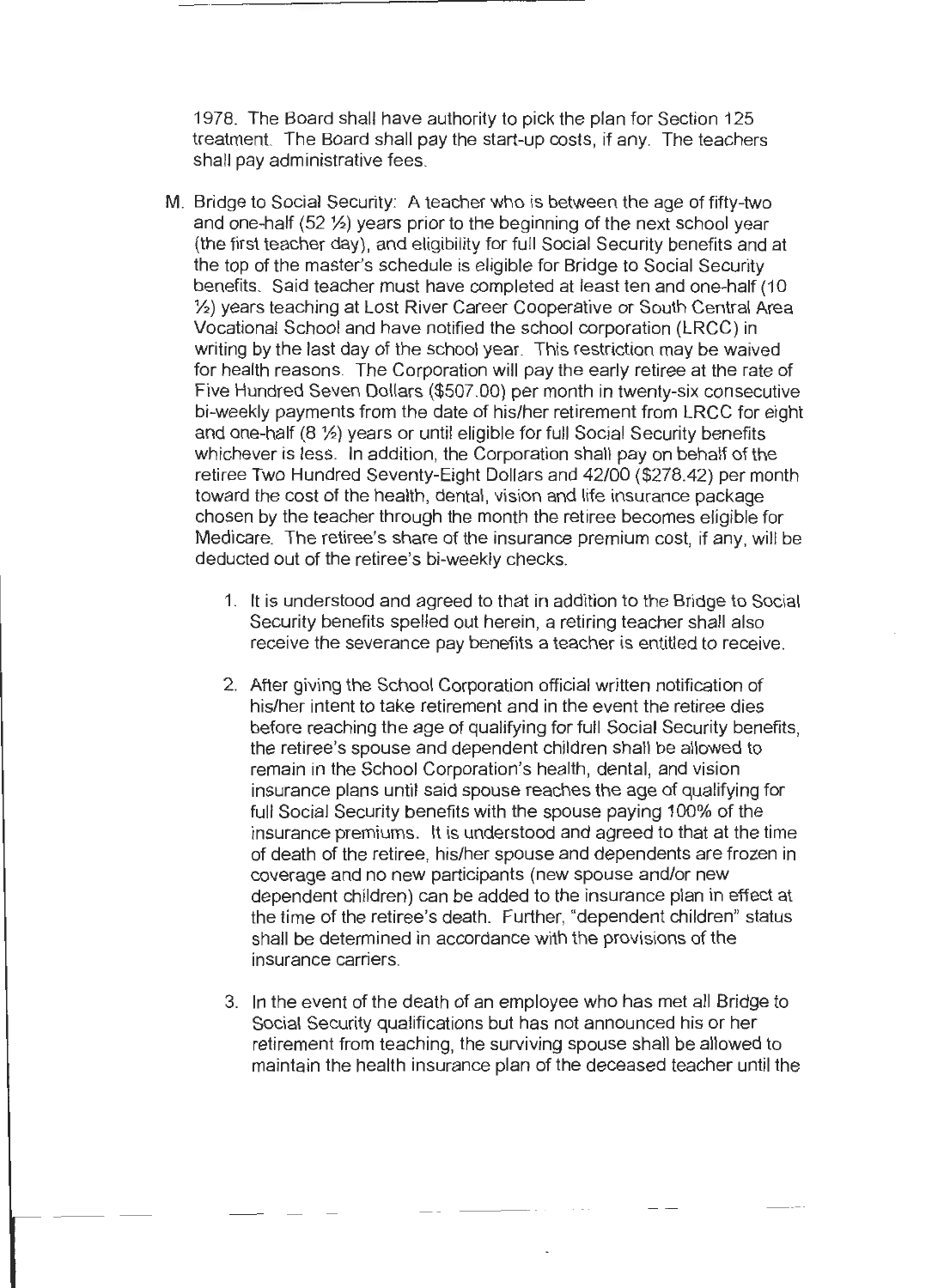1978. The Board shall have authority to pick the plan for Section 125 treatment. The Board shall pay the start-up costs, if any. The teachers shall pay administrative fees.

M. Bridge to Social Security: A teacher who is between the age of fifty-two and one-half (52 ½) years prior to the beginning of the next school year (the first teacher day), and eligibility for full Social Security benefits and at the top of the master's schedule is eligible for Bridge to Social Security benefits. Said teacher must have completed at least ten and one-half (10 ½) years teaching at Lost River Career Cooperative or South Central Area Vocational School and have notified the school corporation (LRCC) in writing by the last day of the school year. This restriction may be waived for health reasons. The Corporation will pay the early retiree at the rate of Five Hundred Seven Dollars ($507.00) per month in twenty-six consecutive bi-weekly payments from the date of his/her retirement from LRCC for eight and one-half (8 ½) years or until eligible for full Social Security benefits whichever is less. In addition, the Corporation shall pay on behalf of the retiree Two Hundred Seventy-Eight Dollars and 42/00 ($278.42) per month toward the cost of the health, dental, vision and life insurance package chosen by the teacher through the month the retiree becomes eligible for Medicare. The retiree's share of the insurance premium cost, if any, will be deducted out of the retiree's bi-weekly checks.

   1. It is understood and agreed to that in addition to the Bridge to Social Security benefits spelled out herein, a retiring teacher shall also receive the severance pay benefits a teacher is entitled to receive.

   2. After giving the School Corporation official written notification of his/her intent to take retirement and in the event the retiree dies before reaching the age of qualifying for full Social Security benefits, the retiree's spouse and dependent children shall be allowed to remain in the School Corporation's health, dental, and vision insurance plans until said spouse reaches the age of qualifying for full Social Security benefits with the spouse paying 100% of the insurance premiums. It is understood and agreed to that at the time of death of the retiree, his/her spouse and dependents are frozen in coverage and no new participants (new spouse and/or new dependent children) can be added to the insurance plan in effect at the time of the retiree's death. Further, "dependent children" status shall be determined in accordance with the provisions of the insurance carriers.

   3. In the event of the death of an employee who has met all Bridge to Social Security qualifications but has not announced his or her retirement from teaching, the surviving spouse shall be allowed to maintain the health insurance plan of the deceased teacher until the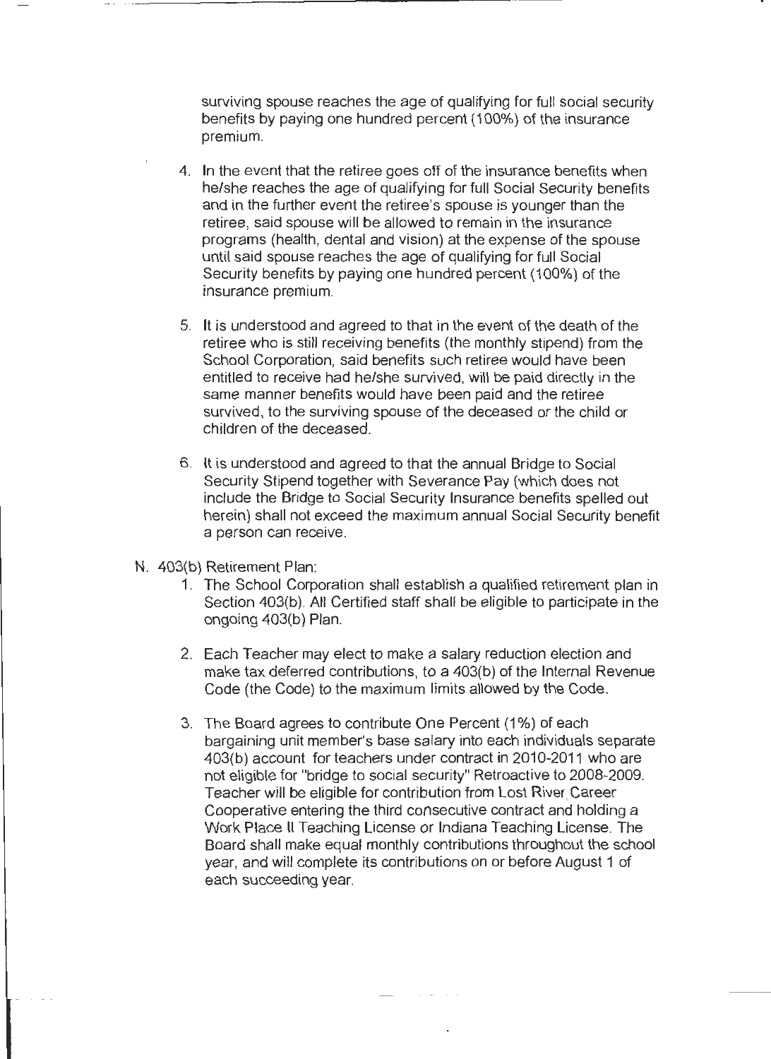surviving spouse reaches the age of qualifying for full social security benefits by paying one hundred percent (100%) of the insurance premium.

4. In the event that the retiree goes off of the insurance benefits when he/she reaches the age of qualifying for full Social Security benefits and in the further event the retiree's spouse is younger than the retiree, said spouse will be allowed to remain in the insurance programs (health, dental and vision) at the expense of the spouse until said spouse reaches the age of qualifying for full Social Security benefits by paying one hundred percent (100%) of the insurance premium.

5. It is understood and agreed to that in the event of the death of the retiree who is still receiving benefits (the monthly stipend) from the School Corporation, said benefits such retiree would have been entitled to receive had he/she survived, will be paid directly in the same manner benefits would have been paid and the retiree survived, to the surviving spouse of the deceased or the child or children of the deceased.

6. It is understood and agreed to that the annual Bridge to Social Security Stipend together with Severance Pay (which does not include the Bridge to Social Security Insurance benefits spelled out herein) shall not exceed the maximum annual Social Security benefit a person can receive.

N. 403(b) Retirement Plan:

1. The School Corporation shall establish a qualified retirement plan in Section 403(b). All Certified staff shall be eligible to participate in the ongoing 403(b) Plan.

2. Each Teacher may elect to make a salary reduction election and make tax deferred contributions, to a 403(b) of the Internal Revenue Code (the Code) to the maximum limits allowed by the Code.

3. The Board agrees to contribute One Percent (1%) of each bargaining unit member's base salary into each individuals separate 403(b) account for teachers under contract in 2010-2011 who are not eligible for "bridge to social security" Retroactive to 2008-2009. Teacher will be eligible for contribution from Lost River Career Cooperative entering the third consecutive contract and holding a Work Place II Teaching License or Indiana Teaching License. The Board shall make equal monthly contributions throughout the school year, and will complete its contributions on or before August 1 of each succeeding year.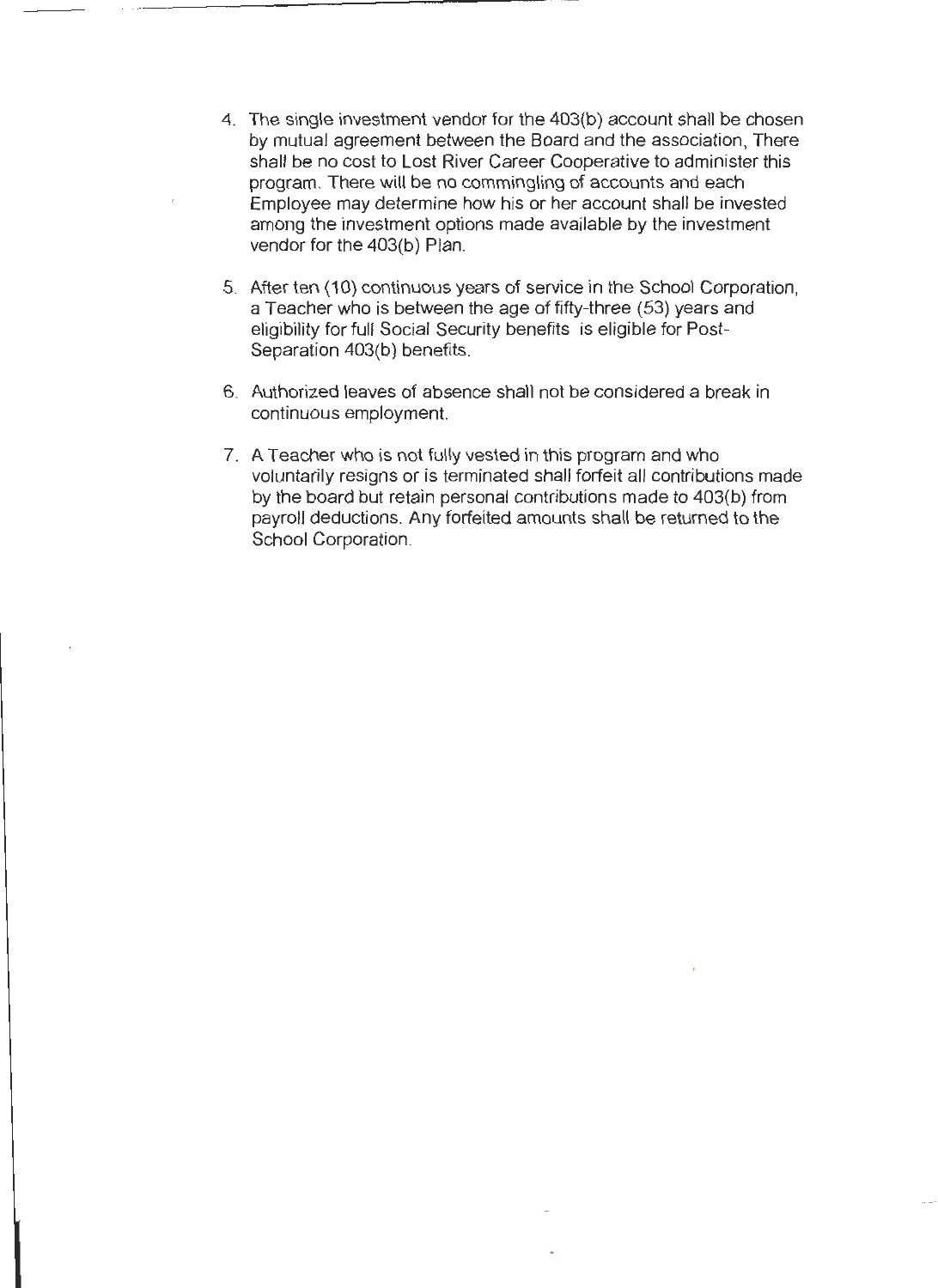4. The single investment vendor for the 403(b) account shall be chosen by mutual agreement between the Board and the association, There shall be no cost to Lost River Career Cooperative to administer this program. There will be no commingling of accounts and each Employee may determine how his or her account shall be invested among the investment options made available by the investment vendor for the 403(b) Plan.

5. After ten (10) continuous years of service in the School Corporation, a Teacher who is between the age of fifty-three (53) years and eligibility for full Social Security benefits is eligible for Post-Separation 403(b) benefits.

6. Authorized leaves of absence shall not be considered a break in continuous employment.

7. A Teacher who is not fully vested in this program and who voluntarily resigns or is terminated shall forfeit all contributions made by the board but retain personal contributions made to 403(b) from payroll deductions. Any forfeited amounts shall be returned to the School Corporation.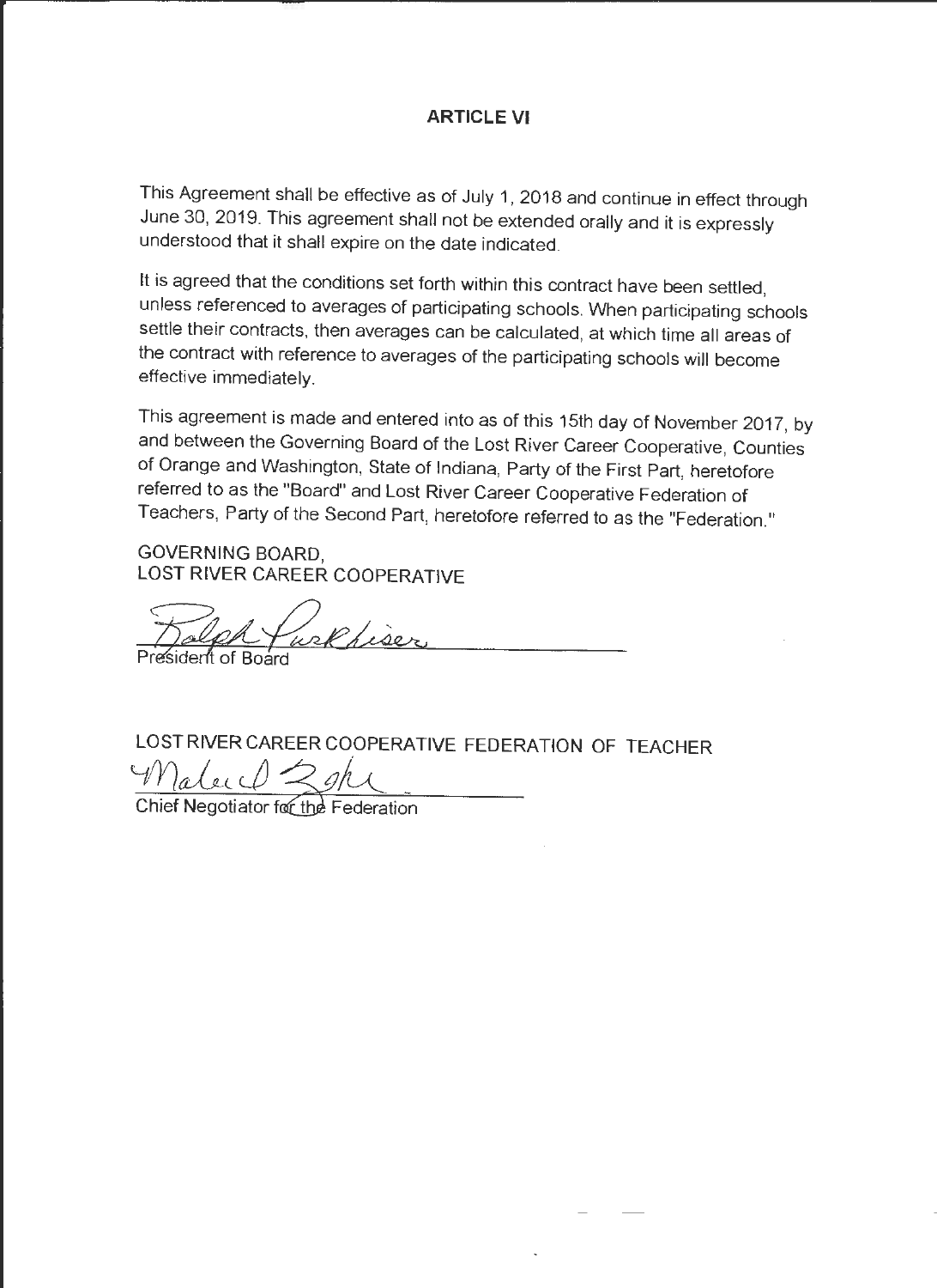## ARTICLE VI

This Agreement shall be effective as of July 1, 2018 and continue in effect through June 30, 2019. This agreement shall not be extended orally and it is expressly understood that it shall expire on the date indicated.

It is agreed that the conditions set forth within this contract have been settled, unless referenced to averages of participating schools. When participating schools settle their contracts, then averages can be calculated, at which time all areas of the contract with reference to averages of the participating schools will become effective immediately.

This agreement is made and entered into as of this 15th day of November 2017, by and between the Governing Board of the Lost River Career Cooperative, Counties of Orange and Washington, State of Indiana, Party of the First Part, heretofore referred to as the "Board" and Lost River Career Cooperative Federation of Teachers, Party of the Second Part, heretofore referred to as the "Federation."

GOVERNING BOARD,
LOST RIVER CAREER COOPERATIVE

Ralph Purkhiser
President of Board

LOST RIVER CAREER COOPERATIVE FEDERATION OF TEACHER

Chief Negotiator for the Federation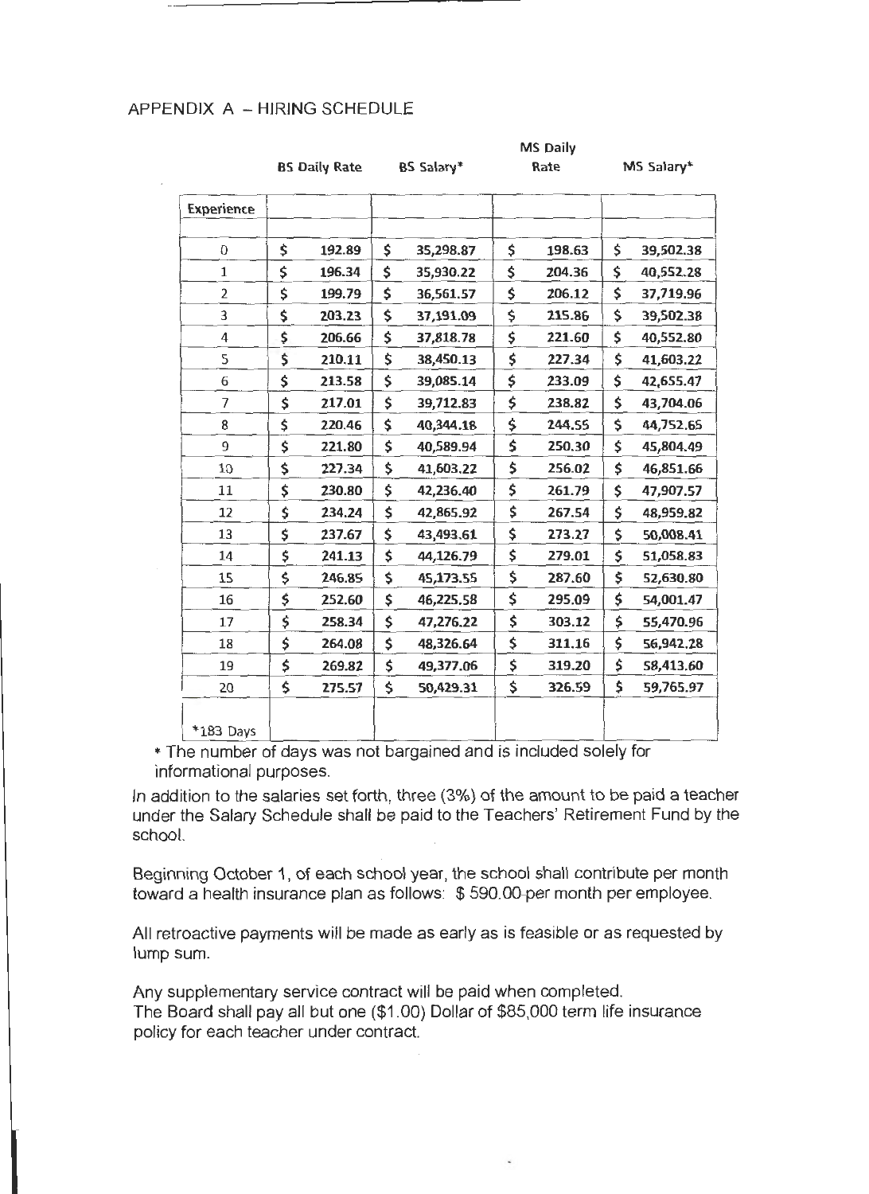## APPENDIX A – HIRING SCHEDULE

| Experience | BS Daily Rate | BS Salary* | MS Daily Rate | MS Salary* |
|---|---|---|---|---|
| 0 | $ 192.89 | $ 35,298.87 | $ 198.63 | $ 39,502.38 |
| 1 | $ 196.34 | $ 35,930.22 | $ 204.36 | $ 40,552.28 |
| 2 | $ 199.79 | $ 36,561.57 | $ 206.12 | $ 37,719.96 |
| 3 | $ 203.23 | $ 37,191.09 | $ 215.86 | $ 39,502.38 |
| 4 | $ 206.66 | $ 37,818.78 | $ 221.60 | $ 40,552.80 |
| 5 | $ 210.11 | $ 38,450.13 | $ 227.34 | $ 41,603.22 |
| 6 | $ 213.58 | $ 39,085.14 | $ 233.09 | $ 42,655.47 |
| 7 | $ 217.01 | $ 39,712.83 | $ 238.82 | $ 43,704.06 |
| 8 | $ 220.46 | $ 40,344.18 | $ 244.55 | $ 44,752.65 |
| 9 | $ 221.80 | $ 40,589.94 | $ 250.30 | $ 45,804.49 |
| 10 | $ 227.34 | $ 41,603.22 | $ 256.02 | $ 46,851.66 |
| 11 | $ 230.80 | $ 42,236.40 | $ 261.79 | $ 47,907.57 |
| 12 | $ 234.24 | $ 42,865.92 | $ 267.54 | $ 48,959.82 |
| 13 | $ 237.67 | $ 43,493.61 | $ 273.27 | $ 50,008.41 |
| 14 | $ 241.13 | $ 44,126.79 | $ 279.01 | $ 51,058.83 |
| 15 | $ 246.85 | $ 45,173.55 | $ 287.60 | $ 52,630.80 |
| 16 | $ 252.60 | $ 46,225.58 | $ 295.09 | $ 54,001.47 |
| 17 | $ 258.34 | $ 47,276.22 | $ 303.12 | $ 55,470.96 |
| 18 | $ 264.08 | $ 48,326.64 | $ 311.16 | $ 56,942.28 |
| 19 | $ 269.82 | $ 49,377.06 | $ 319.20 | $ 58,413.60 |
| 20 | $ 275.57 | $ 50,429.31 | $ 326.59 | $ 59,765.97 |
| *183 Days | | | | |

* The number of days was not bargained and is included solely for informational purposes.

In addition to the salaries set forth, three (3%) of the amount to be paid a teacher under the Salary Schedule shall be paid to the Teachers' Retirement Fund by the school.

Beginning October 1, of each school year, the school shall contribute per month toward a health insurance plan as follows: $ 590.00 per month per employee.

All retroactive payments will be made as early as is feasible or as requested by lump sum.

Any supplementary service contract will be paid when completed.
The Board shall pay all but one ($1.00) Dollar of $85,000 term life insurance policy for each teacher under contract.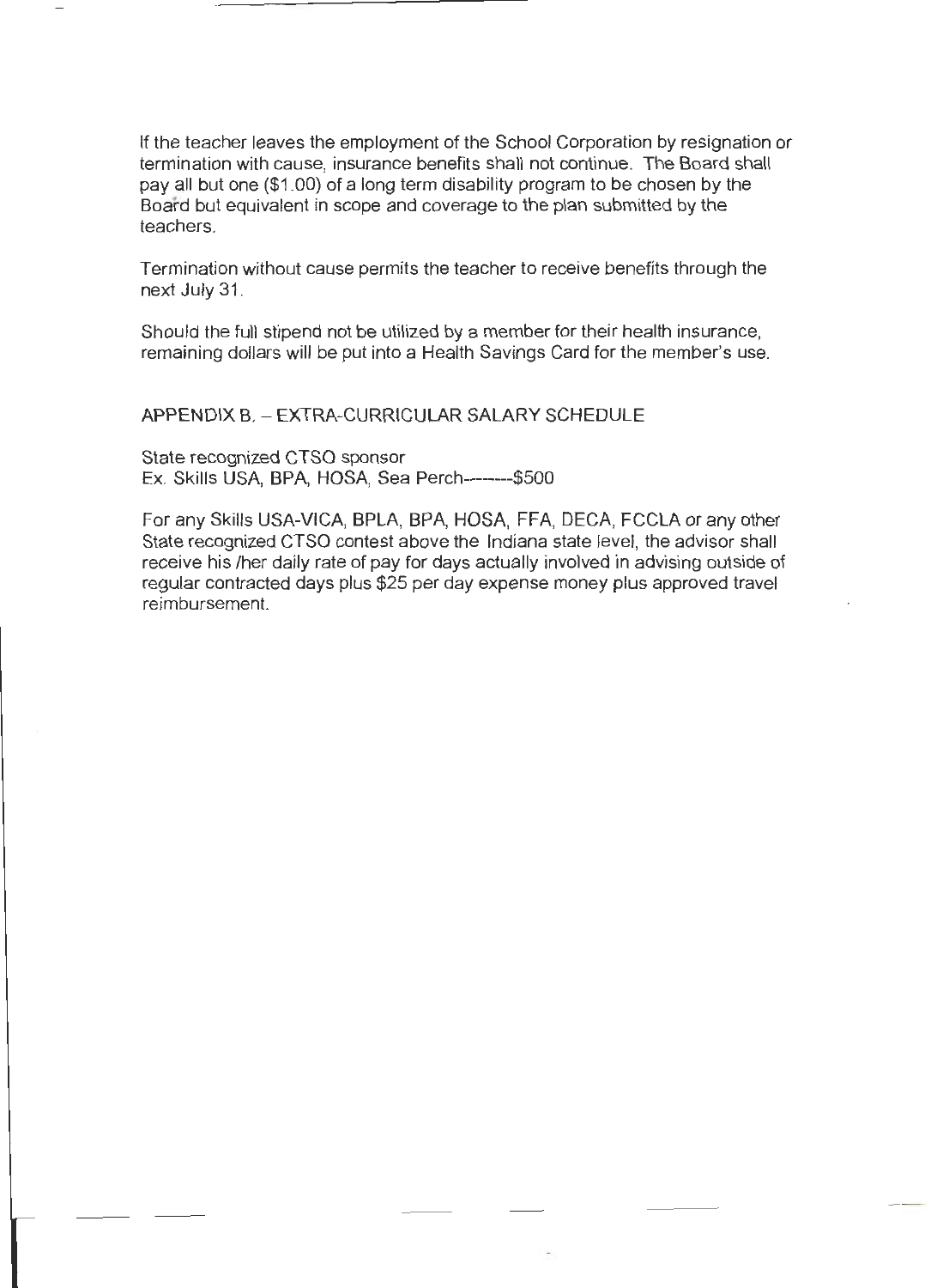If the teacher leaves the employment of the School Corporation by resignation or termination with cause, insurance benefits shall not continue. The Board shall pay all but one ($1.00) of a long term disability program to be chosen by the Board but equivalent in scope and coverage to the plan submitted by the teachers.

Termination without cause permits the teacher to receive benefits through the next July 31.

Should the full stipend not be utilized by a member for their health insurance, remaining dollars will be put into a Health Savings Card for the member's use.

## APPENDIX B. – EXTRA-CURRICULAR SALARY SCHEDULE

State recognized CTSO sponsor
Ex. Skills USA, BPA, HOSA, Sea Perch---------$500

For any Skills USA-VICA, BPLA, BPA, HOSA, FFA, DECA, FCCLA or any other State recognized CTSO contest above the Indiana state level, the advisor shall receive his /her daily rate of pay for days actually involved in advising outside of regular contracted days plus $25 per day expense money plus approved travel reimbursement.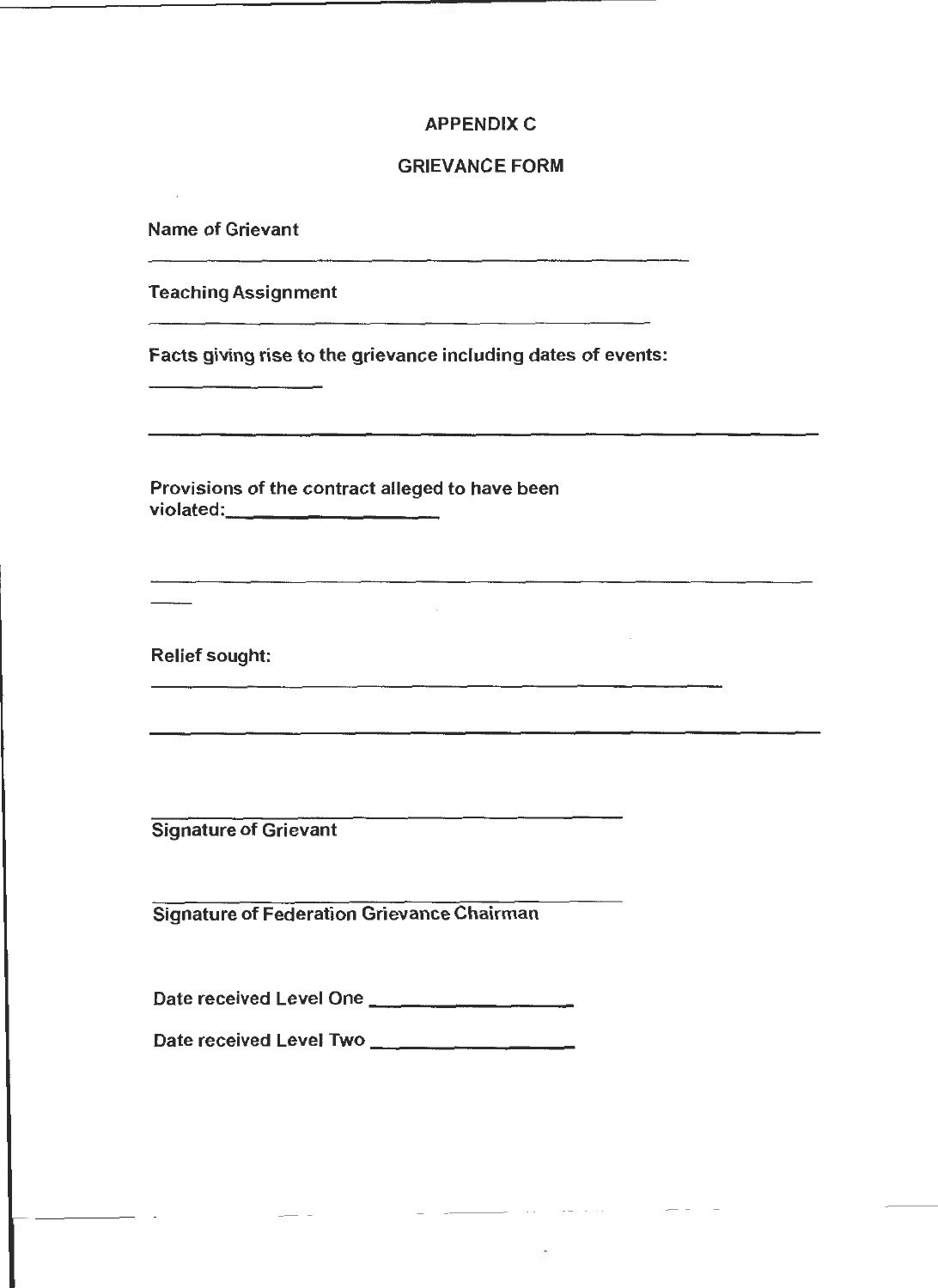## APPENDIX C

## GRIEVANCE FORM

Name of Grievant

\_\_\_\_\_\_\_\_\_\_\_\_\_\_\_\_\_\_\_\_\_\_\_\_\_\_\_\_\_\_\_\_\_\_\_\_\_\_\_\_\_\_\_\_\_\_\_\_

Teaching Assignment

\_\_\_\_\_\_\_\_\_\_\_\_\_\_\_\_\_\_\_\_\_\_\_\_\_\_\_\_\_\_\_\_\_\_\_\_\_\_\_\_\_\_\_\_\_\_

Facts giving rise to the grievance including dates of events:

\_\_\_\_\_\_\_\_\_\_\_\_\_\_\_\_

\_\_\_\_\_\_\_\_\_\_\_\_\_\_\_\_\_\_\_\_\_\_\_\_\_\_\_\_\_\_\_\_\_\_\_\_\_\_\_\_\_\_\_\_\_\_\_\_\_\_\_\_\_\_\_\_\_\_\_\_

Provisions of the contract alleged to have been violated:\_\_\_\_\_\_\_\_\_\_\_\_\_\_\_\_\_\_\_\_

\_\_\_\_\_\_\_\_\_\_\_\_\_\_\_\_\_\_\_\_\_\_\_\_\_\_\_\_\_\_\_\_\_\_\_\_\_\_\_\_\_\_\_\_\_\_\_\_\_\_\_\_\_\_\_\_\_\_\_\_

Relief sought:

\_\_\_\_\_\_\_\_\_\_\_\_\_\_\_\_\_\_\_\_\_\_\_\_\_\_\_\_\_\_\_\_\_\_\_\_\_\_\_\_\_\_\_\_\_\_\_\_\_\_

\_\_\_\_\_\_\_\_\_\_\_\_\_\_\_\_\_\_\_\_\_\_\_\_\_\_\_\_\_\_\_\_\_\_\_\_\_\_\_\_\_\_\_\_\_\_\_\_\_\_\_\_\_\_\_\_\_\_\_\_

\_\_\_\_\_\_\_\_\_\_\_\_\_\_\_\_\_\_\_\_\_\_\_\_\_\_\_\_\_\_\_\_\_\_\_\_\_\_\_\_\_\_

Signature of Grievant

\_\_\_\_\_\_\_\_\_\_\_\_\_\_\_\_\_\_\_\_\_\_\_\_\_\_\_\_\_\_\_\_\_\_\_\_\_\_\_\_\_\_

Signature of Federation Grievance Chairman

Date received Level One \_\_\_\_\_\_\_\_\_\_\_\_\_\_\_\_\_\_

Date received Level Two \_\_\_\_\_\_\_\_\_\_\_\_\_\_\_\_\_\_